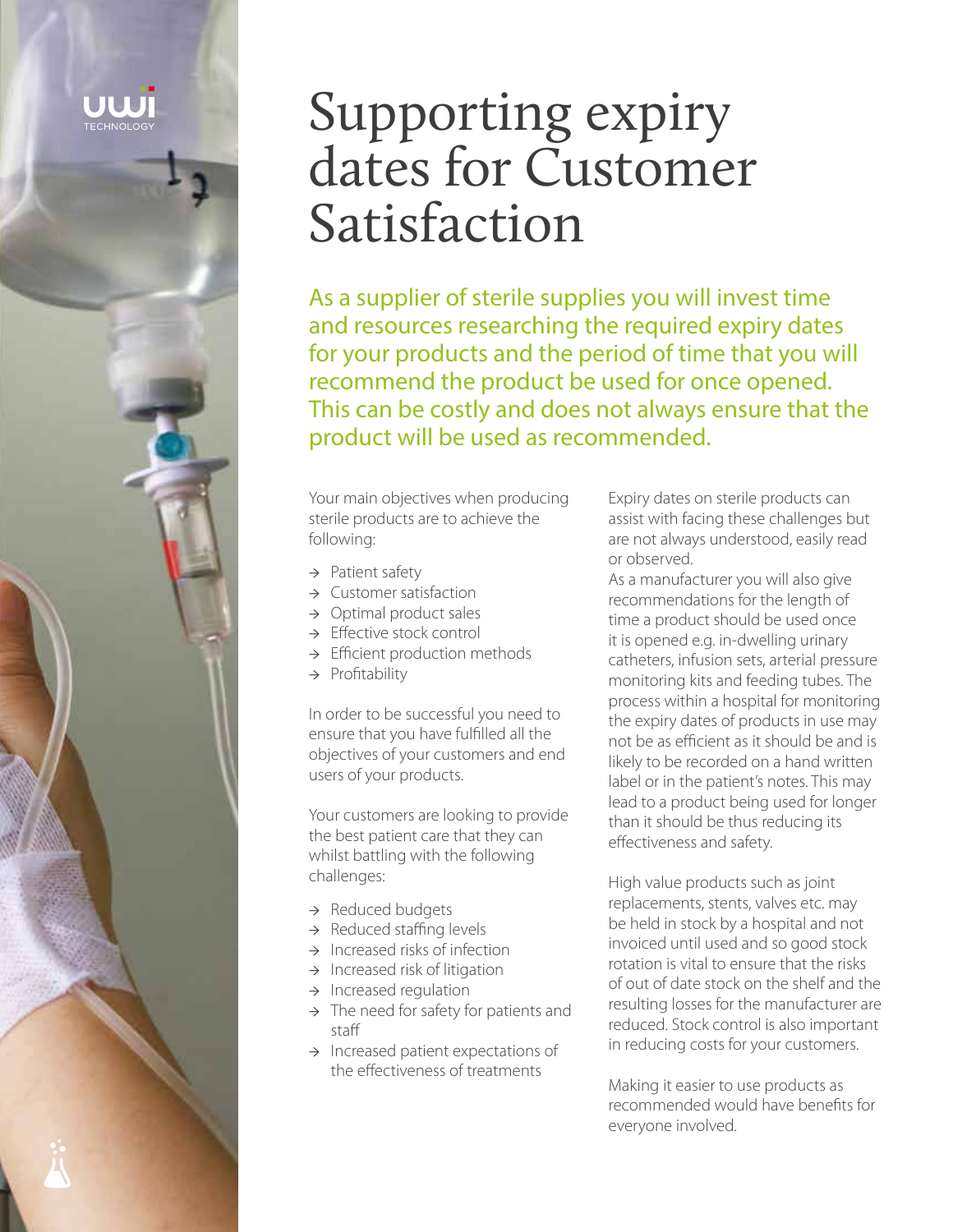# Supporting expiry dates for Customer Satisfaction

As a supplier of sterile supplies you will invest time and resources researching the required expiry dates for your products and the period of time that you will recommend the product be used for once opened. This can be costly and does not always ensure that the product will be used as recommended.

Your main objectives when producing sterile products are to achieve the following:

- Patient safety
- Customer satisfaction
- Optimal product sales
- Effective stock control
- Efficient production methods
- Profitability

In order to be successful you need to ensure that you have fulfilled all the objectives of your customers and end users of your products.

Your customers are looking to provide the best patient care that they can whilst battling with the following challenges:

- Reduced budgets
- Reduced staffing levels
- Increased risks of infection
- Increased risk of litigation
- Increased regulation
- The need for safety for patients and staff
- Increased patient expectations of the effectiveness of treatments

Expiry dates on sterile products can assist with facing these challenges but are not always understood, easily read or observed.

As a manufacturer you will also give recommendations for the length of time a product should be used once it is opened e.g. in-dwelling urinary catheters, infusion sets, arterial pressure monitoring kits and feeding tubes. The process within a hospital for monitoring the expiry dates of products in use may not be as efficient as it should be and is likely to be recorded on a hand written label or in the patient's notes. This may lead to a product being used for longer than it should be thus reducing its effectiveness and safety.

High value products such as joint replacements, stents, valves etc. may be held in stock by a hospital and not invoiced until used and so good stock rotation is vital to ensure that the risks of out of date stock on the shelf and the resulting losses for the manufacturer are reduced. Stock control is also important in reducing costs for your customers.

Making it easier to use products as recommended would have benefits for everyone involved.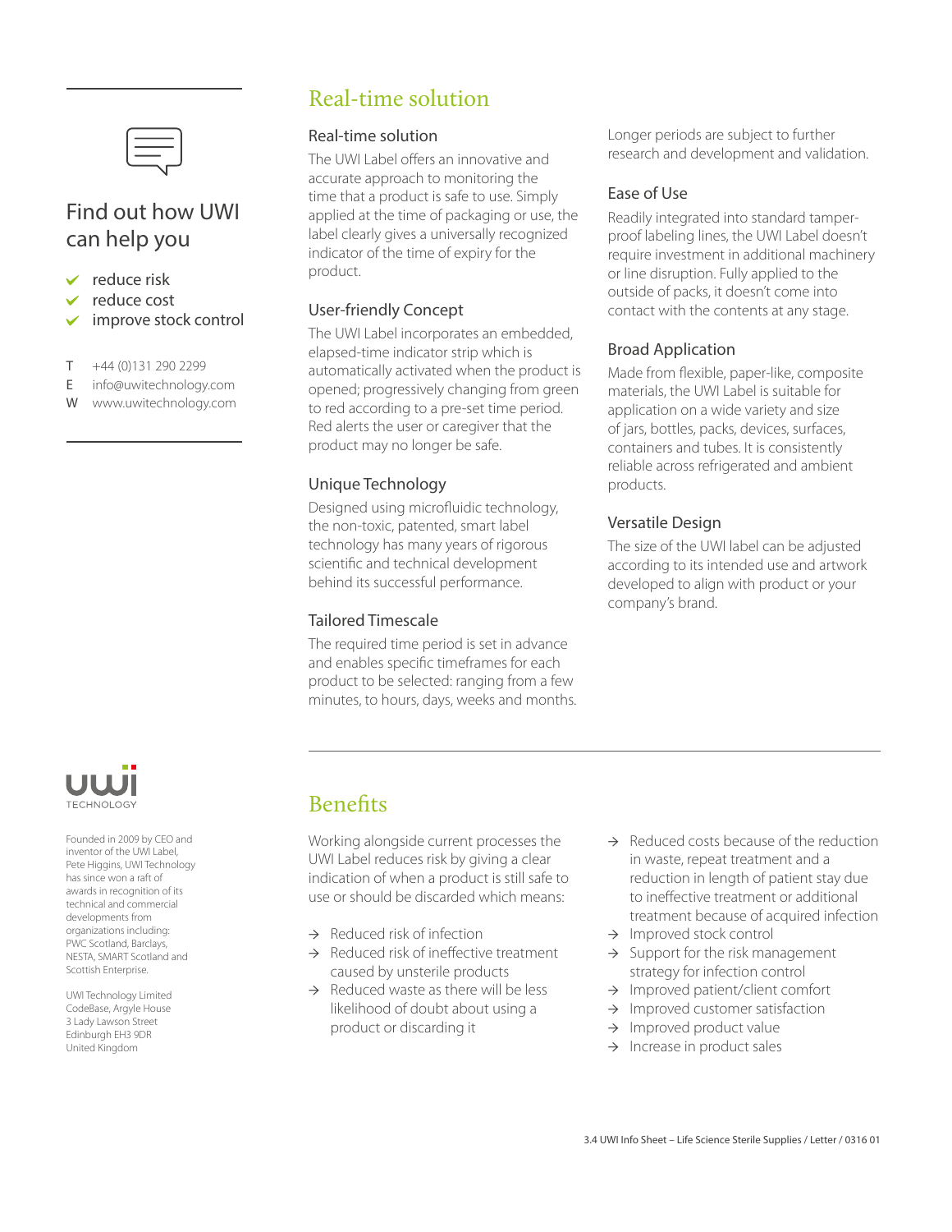## Find out how UWI can help you

- ✔ reduce risk
- ✔ reduce cost
- ✔ improve stock control

T +44 (0)131 290 2299
E info@uwitechnology.com
W www.uwitechnology.com

# Real-time solution

### Real-time solution

The UWI Label offers an innovative and accurate approach to monitoring the time that a product is safe to use. Simply applied at the time of packaging or use, the label clearly gives a universally recognized indicator of the time of expiry for the product.

### User-friendly Concept

The UWI Label incorporates an embedded, elapsed-time indicator strip which is automatically activated when the product is opened; progressively changing from green to red according to a pre-set time period. Red alerts the user or caregiver that the product may no longer be safe.

### Unique Technology

Designed using microfluidic technology, the non-toxic, patented, smart label technology has many years of rigorous scientific and technical development behind its successful performance.

### Tailored Timescale

The required time period is set in advance and enables specific timeframes for each product to be selected: ranging from a few minutes, to hours, days, weeks and months. Longer periods are subject to further research and development and validation.

### Ease of Use

Readily integrated into standard tamper-proof labeling lines, the UWI Label doesn't require investment in additional machinery or line disruption. Fully applied to the outside of packs, it doesn't come into contact with the contents at any stage.

### Broad Application

Made from flexible, paper-like, composite materials, the UWI Label is suitable for application on a wide variety and size of jars, bottles, packs, devices, surfaces, containers and tubes. It is consistently reliable across refrigerated and ambient products.

### Versatile Design

The size of the UWI label can be adjusted according to its intended use and artwork developed to align with product or your company's brand.

uwi TECHNOLOGY

Founded in 2009 by CEO and inventor of the UWI Label, Pete Higgins, UWI Technology has since won a raft of awards in recognition of its technical and commercial developments from organizations including: PWC Scotland, Barclays, NESTA, SMART Scotland and Scottish Enterprise.

UWI Technology Limited
CodeBase, Argyle House
3 Lady Lawson Street
Edinburgh EH3 9DR
United Kingdom

# Benefits

Working alongside current processes the UWI Label reduces risk by giving a clear indication of when a product is still safe to use or should be discarded which means:

- → Reduced risk of infection
- → Reduced risk of ineffective treatment caused by unsterile products
- → Reduced waste as there will be less likelihood of doubt about using a product or discarding it
- → Reduced costs because of the reduction in waste, repeat treatment and a reduction in length of patient stay due to ineffective treatment or additional treatment because of acquired infection
- → Improved stock control
- → Support for the risk management strategy for infection control
- → Improved patient/client comfort
- → Improved customer satisfaction
- → Improved product value
- → Increase in product sales

3.4 UWI Info Sheet – Life Science Sterile Supplies / Letter / 0316 01